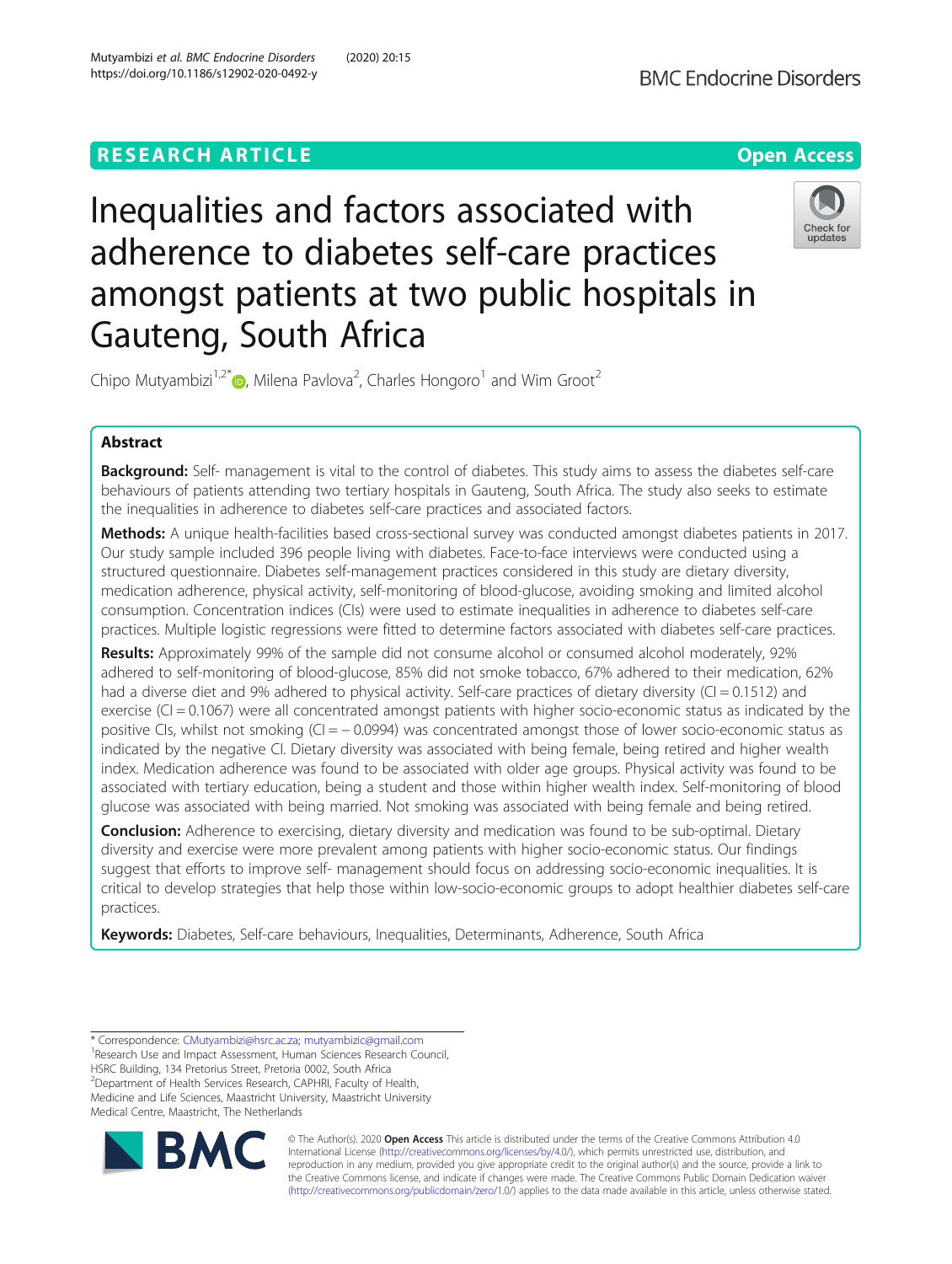RESEARCH ARTICLE

Open Access

# Inequalities and factors associated with adherence to diabetes self-care practices amongst patients at two public hospitals in Gauteng, South Africa

Chipo Mutyambizi[1,2*], Milena Pavlova[2], Charles Hongoro[1] and Wim Groot[2]

## Abstract

**Background:** Self- management is vital to the control of diabetes. This study aims to assess the diabetes self-care behaviours of patients attending two tertiary hospitals in Gauteng, South Africa. The study also seeks to estimate the inequalities in adherence to diabetes self-care practices and associated factors.

**Methods:** A unique health-facilities based cross-sectional survey was conducted amongst diabetes patients in 2017. Our study sample included 396 people living with diabetes. Face-to-face interviews were conducted using a structured questionnaire. Diabetes self-management practices considered in this study are dietary diversity, medication adherence, physical activity, self-monitoring of blood-glucose, avoiding smoking and limited alcohol consumption. Concentration indices (CIs) were used to estimate inequalities in adherence to diabetes self-care practices. Multiple logistic regressions were fitted to determine factors associated with diabetes self-care practices.

**Results:** Approximately 99% of the sample did not consume alcohol or consumed alcohol moderately, 92% adhered to self-monitoring of blood-glucose, 85% did not smoke tobacco, 67% adhered to their medication, 62% had a diverse diet and 9% adhered to physical activity. Self-care practices of dietary diversity (CI = 0.1512) and exercise (CI = 0.1067) were all concentrated amongst patients with higher socio-economic status as indicated by the positive CIs, whilst not smoking (CI = − 0.0994) was concentrated amongst those of lower socio-economic status as indicated by the negative CI. Dietary diversity was associated with being female, being retired and higher wealth index. Medication adherence was found to be associated with older age groups. Physical activity was found to be associated with tertiary education, being a student and those within higher wealth index. Self-monitoring of blood glucose was associated with being married. Not smoking was associated with being female and being retired.

**Conclusion:** Adherence to exercising, dietary diversity and medication was found to be sub-optimal. Dietary diversity and exercise were more prevalent among patients with higher socio-economic status. Our findings suggest that efforts to improve self- management should focus on addressing socio-economic inequalities. It is critical to develop strategies that help those within low-socio-economic groups to adopt healthier diabetes self-care practices.

**Keywords:** Diabetes, Self-care behaviours, Inequalities, Determinants, Adherence, South Africa

\* Correspondence: CMutyambizi@hsrc.ac.za; mutyambizic@gmail.com
[1]Research Use and Impact Assessment, Human Sciences Research Council, HSRC Building, 134 Pretorius Street, Pretoria 0002, South Africa
[2]Department of Health Services Research, CAPHRI, Faculty of Health, Medicine and Life Sciences, Maastricht University, Maastricht University Medical Centre, Maastricht, The Netherlands

© The Author(s). 2020 **Open Access** This article is distributed under the terms of the Creative Commons Attribution 4.0 International License (http://creativecommons.org/licenses/by/4.0/), which permits unrestricted use, distribution, and reproduction in any medium, provided you give appropriate credit to the original author(s) and the source, provide a link to the Creative Commons license, and indicate if changes were made. The Creative Commons Public Domain Dedication waiver (http://creativecommons.org/publicdomain/zero/1.0/) applies to the data made available in this article, unless otherwise stated.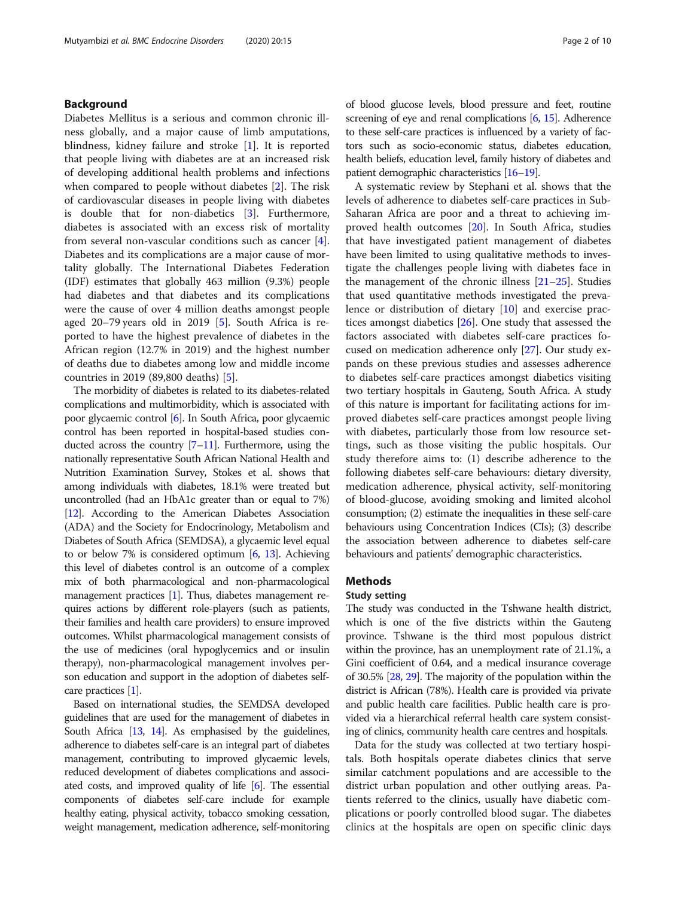## Background

Diabetes Mellitus is a serious and common chronic illness globally, and a major cause of limb amputations, blindness, kidney failure and stroke [1]. It is reported that people living with diabetes are at an increased risk of developing additional health problems and infections when compared to people without diabetes [2]. The risk of cardiovascular diseases in people living with diabetes is double that for non-diabetics [3]. Furthermore, diabetes is associated with an excess risk of mortality from several non-vascular conditions such as cancer [4]. Diabetes and its complications are a major cause of mortality globally. The International Diabetes Federation (IDF) estimates that globally 463 million (9.3%) people had diabetes and that diabetes and its complications were the cause of over 4 million deaths amongst people aged 20–79 years old in 2019 [5]. South Africa is reported to have the highest prevalence of diabetes in the African region (12.7% in 2019) and the highest number of deaths due to diabetes among low and middle income countries in 2019 (89,800 deaths) [5].

The morbidity of diabetes is related to its diabetes-related complications and multimorbidity, which is associated with poor glycaemic control [6]. In South Africa, poor glycaemic control has been reported in hospital-based studies conducted across the country [7–11]. Furthermore, using the nationally representative South African National Health and Nutrition Examination Survey, Stokes et al. shows that among individuals with diabetes, 18.1% were treated but uncontrolled (had an HbA1c greater than or equal to 7%) [12]. According to the American Diabetes Association (ADA) and the Society for Endocrinology, Metabolism and Diabetes of South Africa (SEMDSA), a glycaemic level equal to or below 7% is considered optimum [6, 13]. Achieving this level of diabetes control is an outcome of a complex mix of both pharmacological and non-pharmacological management practices [1]. Thus, diabetes management requires actions by different role-players (such as patients, their families and health care providers) to ensure improved outcomes. Whilst pharmacological management consists of the use of medicines (oral hypoglycemics and or insulin therapy), non-pharmacological management involves person education and support in the adoption of diabetes self-care practices [1].

Based on international studies, the SEMDSA developed guidelines that are used for the management of diabetes in South Africa [13, 14]. As emphasised by the guidelines, adherence to diabetes self-care is an integral part of diabetes management, contributing to improved glycaemic levels, reduced development of diabetes complications and associated costs, and improved quality of life [6]. The essential components of diabetes self-care include for example healthy eating, physical activity, tobacco smoking cessation, weight management, medication adherence, self-monitoring of blood glucose levels, blood pressure and feet, routine screening of eye and renal complications [6, 15]. Adherence to these self-care practices is influenced by a variety of factors such as socio-economic status, diabetes education, health beliefs, education level, family history of diabetes and patient demographic characteristics [16–19].

A systematic review by Stephani et al. shows that the levels of adherence to diabetes self-care practices in Sub-Saharan Africa are poor and a threat to achieving improved health outcomes [20]. In South Africa, studies that have investigated patient management of diabetes have been limited to using qualitative methods to investigate the challenges people living with diabetes face in the management of the chronic illness [21–25]. Studies that used quantitative methods investigated the prevalence or distribution of dietary [10] and exercise practices amongst diabetics [26]. One study that assessed the factors associated with diabetes self-care practices focused on medication adherence only [27]. Our study expands on these previous studies and assesses adherence to diabetes self-care practices amongst diabetics visiting two tertiary hospitals in Gauteng, South Africa. A study of this nature is important for facilitating actions for improved diabetes self-care practices amongst people living with diabetes, particularly those from low resource settings, such as those visiting the public hospitals. Our study therefore aims to: (1) describe adherence to the following diabetes self-care behaviours: dietary diversity, medication adherence, physical activity, self-monitoring of blood-glucose, avoiding smoking and limited alcohol consumption; (2) estimate the inequalities in these self-care behaviours using Concentration Indices (CIs); (3) describe the association between adherence to diabetes self-care behaviours and patients' demographic characteristics.

## Methods

### Study setting

The study was conducted in the Tshwane health district, which is one of the five districts within the Gauteng province. Tshwane is the third most populous district within the province, has an unemployment rate of 21.1%, a Gini coefficient of 0.64, and a medical insurance coverage of 30.5% [28, 29]. The majority of the population within the district is African (78%). Health care is provided via private and public health care facilities. Public health care is provided via a hierarchical referral health care system consisting of clinics, community health care centres and hospitals.

Data for the study was collected at two tertiary hospitals. Both hospitals operate diabetes clinics that serve similar catchment populations and are accessible to the district urban population and other outlying areas. Patients referred to the clinics, usually have diabetic complications or poorly controlled blood sugar. The diabetes clinics at the hospitals are open on specific clinic days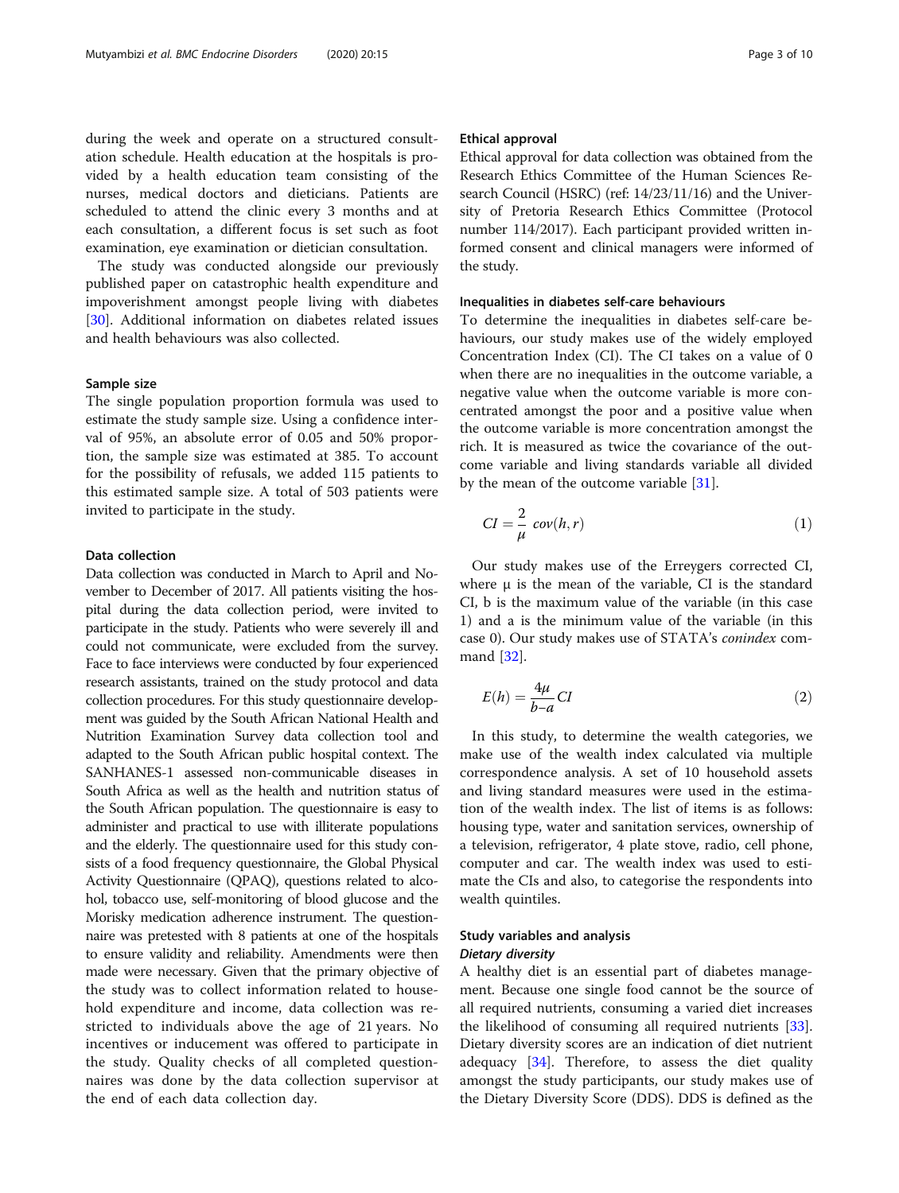during the week and operate on a structured consultation schedule. Health education at the hospitals is provided by a health education team consisting of the nurses, medical doctors and dieticians. Patients are scheduled to attend the clinic every 3 months and at each consultation, a different focus is set such as foot examination, eye examination or dietician consultation.

The study was conducted alongside our previously published paper on catastrophic health expenditure and impoverishment amongst people living with diabetes [30]. Additional information on diabetes related issues and health behaviours was also collected.

### Sample size

The single population proportion formula was used to estimate the study sample size. Using a confidence interval of 95%, an absolute error of 0.05 and 50% proportion, the sample size was estimated at 385. To account for the possibility of refusals, we added 115 patients to this estimated sample size. A total of 503 patients were invited to participate in the study.

### Data collection

Data collection was conducted in March to April and November to December of 2017. All patients visiting the hospital during the data collection period, were invited to participate in the study. Patients who were severely ill and could not communicate, were excluded from the survey. Face to face interviews were conducted by four experienced research assistants, trained on the study protocol and data collection procedures. For this study questionnaire development was guided by the South African National Health and Nutrition Examination Survey data collection tool and adapted to the South African public hospital context. The SANHANES-1 assessed non-communicable diseases in South Africa as well as the health and nutrition status of the South African population. The questionnaire is easy to administer and practical to use with illiterate populations and the elderly. The questionnaire used for this study consists of a food frequency questionnaire, the Global Physical Activity Questionnaire (QPAQ), questions related to alcohol, tobacco use, self-monitoring of blood glucose and the Morisky medication adherence instrument. The questionnaire was pretested with 8 patients at one of the hospitals to ensure validity and reliability. Amendments were then made were necessary. Given that the primary objective of the study was to collect information related to household expenditure and income, data collection was restricted to individuals above the age of 21 years. No incentives or inducement was offered to participate in the study. Quality checks of all completed questionnaires was done by the data collection supervisor at the end of each data collection day.

### Ethical approval

Ethical approval for data collection was obtained from the Research Ethics Committee of the Human Sciences Research Council (HSRC) (ref: 14/23/11/16) and the University of Pretoria Research Ethics Committee (Protocol number 114/2017). Each participant provided written informed consent and clinical managers were informed of the study.

### Inequalities in diabetes self-care behaviours

To determine the inequalities in diabetes self-care behaviours, our study makes use of the widely employed Concentration Index (CI). The CI takes on a value of 0 when there are no inequalities in the outcome variable, a negative value when the outcome variable is more concentrated amongst the poor and a positive value when the outcome variable is more concentration amongst the rich. It is measured as twice the covariance of the outcome variable and living standards variable all divided by the mean of the outcome variable [31].

$$CI = \frac{2}{\mu}\ cov(h, r) \tag{1}$$

Our study makes use of the Erreygers corrected CI, where μ is the mean of the variable, CI is the standard CI, b is the maximum value of the variable (in this case 1) and a is the minimum value of the variable (in this case 0). Our study makes use of STATA's *conindex* command [32].

$$E(h) = \frac{4\mu}{b{-}a} CI \tag{2}$$

In this study, to determine the wealth categories, we make use of the wealth index calculated via multiple correspondence analysis. A set of 10 household assets and living standard measures were used in the estimation of the wealth index. The list of items is as follows: housing type, water and sanitation services, ownership of a television, refrigerator, 4 plate stove, radio, cell phone, computer and car. The wealth index was used to estimate the CIs and also, to categorise the respondents into wealth quintiles.

### Study variables and analysis

#### *Dietary diversity*

A healthy diet is an essential part of diabetes management. Because one single food cannot be the source of all required nutrients, consuming a varied diet increases the likelihood of consuming all required nutrients [33]. Dietary diversity scores are an indication of diet nutrient adequacy [34]. Therefore, to assess the diet quality amongst the study participants, our study makes use of the Dietary Diversity Score (DDS). DDS is defined as the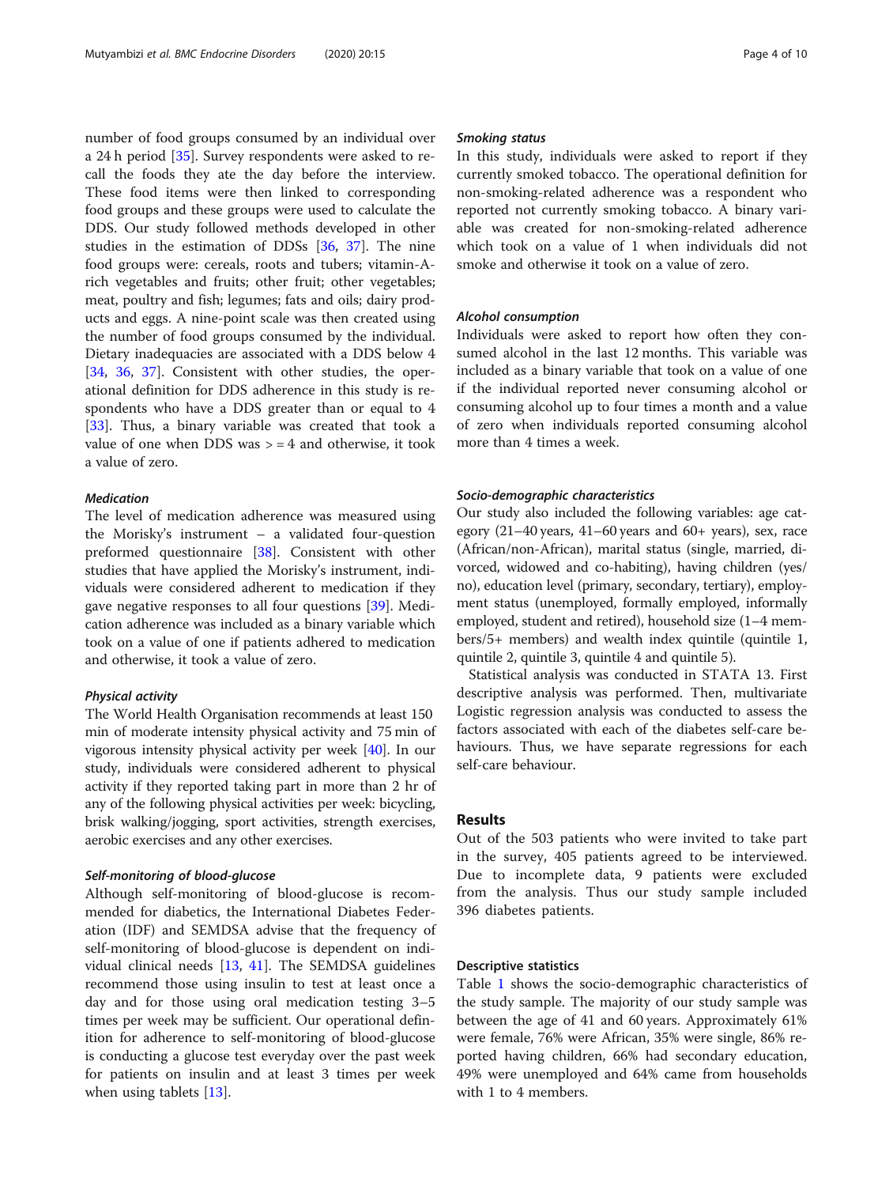number of food groups consumed by an individual over a 24 h period [35]. Survey respondents were asked to recall the foods they ate the day before the interview. These food items were then linked to corresponding food groups and these groups were used to calculate the DDS. Our study followed methods developed in other studies in the estimation of DDSs [36, 37]. The nine food groups were: cereals, roots and tubers; vitamin-A-rich vegetables and fruits; other fruit; other vegetables; meat, poultry and fish; legumes; fats and oils; dairy products and eggs. A nine-point scale was then created using the number of food groups consumed by the individual. Dietary inadequacies are associated with a DDS below 4 [34, 36, 37]. Consistent with other studies, the operational definition for DDS adherence in this study is respondents who have a DDS greater than or equal to 4 [33]. Thus, a binary variable was created that took a value of one when DDS was > = 4 and otherwise, it took a value of zero.

#### Medication

The level of medication adherence was measured using the Morisky's instrument – a validated four-question preformed questionnaire [38]. Consistent with other studies that have applied the Morisky's instrument, individuals were considered adherent to medication if they gave negative responses to all four questions [39]. Medication adherence was included as a binary variable which took on a value of one if patients adhered to medication and otherwise, it took a value of zero.

#### Physical activity

The World Health Organisation recommends at least 150 min of moderate intensity physical activity and 75 min of vigorous intensity physical activity per week [40]. In our study, individuals were considered adherent to physical activity if they reported taking part in more than 2 hr of any of the following physical activities per week: bicycling, brisk walking/jogging, sport activities, strength exercises, aerobic exercises and any other exercises.

#### Self-monitoring of blood-glucose

Although self-monitoring of blood-glucose is recommended for diabetics, the International Diabetes Federation (IDF) and SEMDSA advise that the frequency of self-monitoring of blood-glucose is dependent on individual clinical needs [13, 41]. The SEMDSA guidelines recommend those using insulin to test at least once a day and for those using oral medication testing 3–5 times per week may be sufficient. Our operational definition for adherence to self-monitoring of blood-glucose is conducting a glucose test everyday over the past week for patients on insulin and at least 3 times per week when using tablets [13].

#### Smoking status

In this study, individuals were asked to report if they currently smoked tobacco. The operational definition for non-smoking-related adherence was a respondent who reported not currently smoking tobacco. A binary variable was created for non-smoking-related adherence which took on a value of 1 when individuals did not smoke and otherwise it took on a value of zero.

#### Alcohol consumption

Individuals were asked to report how often they consumed alcohol in the last 12 months. This variable was included as a binary variable that took on a value of one if the individual reported never consuming alcohol or consuming alcohol up to four times a month and a value of zero when individuals reported consuming alcohol more than 4 times a week.

#### Socio-demographic characteristics

Our study also included the following variables: age category (21–40 years, 41–60 years and 60+ years), sex, race (African/non-African), marital status (single, married, divorced, widowed and co-habiting), having children (yes/no), education level (primary, secondary, tertiary), employment status (unemployed, formally employed, informally employed, student and retired), household size (1–4 members/5+ members) and wealth index quintile (quintile 1, quintile 2, quintile 3, quintile 4 and quintile 5).

Statistical analysis was conducted in STATA 13. First descriptive analysis was performed. Then, multivariate Logistic regression analysis was conducted to assess the factors associated with each of the diabetes self-care behaviours. Thus, we have separate regressions for each self-care behaviour.

## Results

Out of the 503 patients who were invited to take part in the survey, 405 patients agreed to be interviewed. Due to incomplete data, 9 patients were excluded from the analysis. Thus our study sample included 396 diabetes patients.

### Descriptive statistics

Table 1 shows the socio-demographic characteristics of the study sample. The majority of our study sample was between the age of 41 and 60 years. Approximately 61% were female, 76% were African, 35% were single, 86% reported having children, 66% had secondary education, 49% were unemployed and 64% came from households with 1 to 4 members.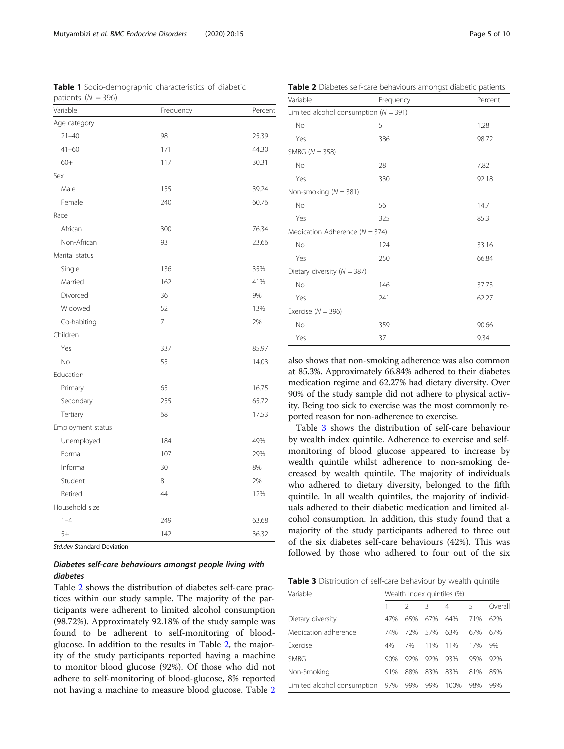**Table 1** Socio-demographic characteristics of diabetic patients ($N$ = 396)

| Variable | Frequency | Percent |
|---|---|---|
| Age category | | |
| 21–40 | 98 | 25.39 |
| 41–60 | 171 | 44.30 |
| 60+ | 117 | 30.31 |
| Sex | | |
| Male | 155 | 39.24 |
| Female | 240 | 60.76 |
| Race | | |
| African | 300 | 76.34 |
| Non-African | 93 | 23.66 |
| Marital status | | |
| Single | 136 | 35% |
| Married | 162 | 41% |
| Divorced | 36 | 9% |
| Widowed | 52 | 13% |
| Co-habiting | 7 | 2% |
| Children | | |
| Yes | 337 | 85.97 |
| No | 55 | 14.03 |
| Education | | |
| Primary | 65 | 16.75 |
| Secondary | 255 | 65.72 |
| Tertiary | 68 | 17.53 |
| Employment status | | |
| Unemployed | 184 | 49% |
| Formal | 107 | 29% |
| Informal | 30 | 8% |
| Student | 8 | 2% |
| Retired | 44 | 12% |
| Household size | | |
| 1–4 | 249 | 63.68 |
| 5+ | 142 | 36.32 |

*Std.dev* Standard Deviation

### Diabetes self-care behaviours amongst people living with diabetes

Table 2 shows the distribution of diabetes self-care practices within our study sample. The majority of the participants were adherent to limited alcohol consumption (98.72%). Approximately 92.18% of the study sample was found to be adherent to self-monitoring of blood-glucose. In addition to the results in Table 2, the majority of the study participants reported having a machine to monitor blood glucose (92%). Of those who did not adhere to self-monitoring of blood-glucose, 8% reported not having a machine to measure blood glucose. Table 2 also shows that non-smoking adherence was also common at 85.3%. Approximately 66.84% adhered to their diabetes medication regime and 62.27% had dietary diversity. Over 90% of the study sample did not adhere to physical activity. Being too sick to exercise was the most commonly reported reason for non-adherence to exercise.

Table 3 shows the distribution of self-care behaviour by wealth index quintile. Adherence to exercise and self-monitoring of blood glucose appeared to increase by wealth quintile whilst adherence to non-smoking decreased by wealth quintile. The majority of individuals who adhered to dietary diversity, belonged to the fifth quintile. In all wealth quintiles, the majority of individuals adhered to their diabetic medication and limited alcohol consumption. In addition, this study found that a majority of the study participants adhered to three out of the six diabetes self-care behaviours (42%). This was followed by those who adhered to four out of the six

**Table 2** Diabetes self-care behaviours amongst diabetic patients

| Variable | Frequency | Percent |
|---|---|---|
| Limited alcohol consumption ($N$ = 391) | | |
| No | 5 | 1.28 |
| Yes | 386 | 98.72 |
| SMBG ($N$ = 358) | | |
| No | 28 | 7.82 |
| Yes | 330 | 92.18 |
| Non-smoking ($N$ = 381) | | |
| No | 56 | 14.7 |
| Yes | 325 | 85.3 |
| Medication Adherence ($N$ = 374) | | |
| No | 124 | 33.16 |
| Yes | 250 | 66.84 |
| Dietary diversity ($N$ = 387) | | |
| No | 146 | 37.73 |
| Yes | 241 | 62.27 |
| Exercise ($N$ = 396) | | |
| No | 359 | 90.66 |
| Yes | 37 | 9.34 |

**Table 3** Distribution of self-care behaviour by wealth quintile

| Variable | Wealth Index quintiles (%) | | | | | |
|---|---|---|---|---|---|---|
| | 1 | 2 | 3 | 4 | 5 | Overall |
| Dietary diversity | 47% | 65% | 67% | 64% | 71% | 62% |
| Medication adherence | 74% | 72% | 57% | 63% | 67% | 67% |
| Exercise | 4% | 7% | 11% | 11% | 17% | 9% |
| SMBG | 90% | 92% | 92% | 93% | 95% | 92% |
| Non-Smoking | 91% | 88% | 83% | 83% | 81% | 85% |
| Limited alcohol consumption | 97% | 99% | 99% | 100% | 98% | 99% |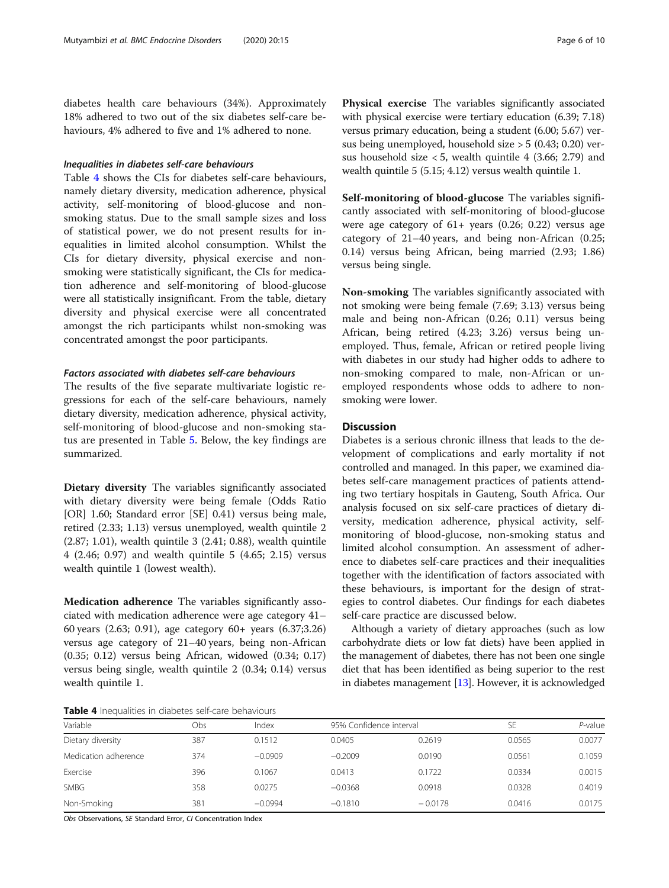diabetes health care behaviours (34%). Approximately 18% adhered to two out of the six diabetes self-care behaviours, 4% adhered to five and 1% adhered to none.

#### *Inequalities in diabetes self-care behaviours*

Table 4 shows the CIs for diabetes self-care behaviours, namely dietary diversity, medication adherence, physical activity, self-monitoring of blood-glucose and non-smoking status. Due to the small sample sizes and loss of statistical power, we do not present results for inequalities in limited alcohol consumption. Whilst the CIs for dietary diversity, physical exercise and non-smoking were statistically significant, the CIs for medication adherence and self-monitoring of blood-glucose were all statistically insignificant. From the table, dietary diversity and physical exercise were all concentrated amongst the rich participants whilst non-smoking was concentrated amongst the poor participants.

#### *Factors associated with diabetes self-care behaviours*

The results of the five separate multivariate logistic regressions for each of the self-care behaviours, namely dietary diversity, medication adherence, physical activity, self-monitoring of blood-glucose and non-smoking status are presented in Table 5. Below, the key findings are summarized.

**Dietary diversity** The variables significantly associated with dietary diversity were being female (Odds Ratio [OR] 1.60; Standard error [SE] 0.41) versus being male, retired (2.33; 1.13) versus unemployed, wealth quintile 2 (2.87; 1.01), wealth quintile 3 (2.41; 0.88), wealth quintile 4 (2.46; 0.97) and wealth quintile 5 (4.65; 2.15) versus wealth quintile 1 (lowest wealth).

**Medication adherence** The variables significantly associated with medication adherence were age category 41–60 years (2.63; 0.91), age category 60+ years (6.37;3.26) versus age category of 21–40 years, being non-African (0.35; 0.12) versus being African, widowed (0.34; 0.17) versus being single, wealth quintile 2 (0.34; 0.14) versus wealth quintile 1.

**Physical exercise** The variables significantly associated with physical exercise were tertiary education (6.39; 7.18) versus primary education, being a student (6.00; 5.67) versus being unemployed, household size > 5 (0.43; 0.20) versus household size < 5, wealth quintile 4 (3.66; 2.79) and wealth quintile 5 (5.15; 4.12) versus wealth quintile 1.

**Self-monitoring of blood-glucose** The variables significantly associated with self-monitoring of blood-glucose were age category of 61+ years (0.26; 0.22) versus age category of 21–40 years, and being non-African (0.25; 0.14) versus being African, being married (2.93; 1.86) versus being single.

**Non-smoking** The variables significantly associated with not smoking were being female (7.69; 3.13) versus being male and being non-African (0.26; 0.11) versus being African, being retired (4.23; 3.26) versus being unemployed. Thus, female, African or retired people living with diabetes in our study had higher odds to adhere to non-smoking compared to male, non-African or unemployed respondents whose odds to adhere to non-smoking were lower.

## Discussion

Diabetes is a serious chronic illness that leads to the development of complications and early mortality if not controlled and managed. In this paper, we examined diabetes self-care management practices of patients attending two tertiary hospitals in Gauteng, South Africa. Our analysis focused on six self-care practices of dietary diversity, medication adherence, physical activity, self-monitoring of blood-glucose, non-smoking status and limited alcohol consumption. An assessment of adherence to diabetes self-care practices and their inequalities together with the identification of factors associated with these behaviours, is important for the design of strategies to control diabetes. Our findings for each diabetes self-care practice are discussed below.

Although a variety of dietary approaches (such as low carbohydrate diets or low fat diets) have been applied in the management of diabetes, there has not been one single diet that has been identified as being superior to the rest in diabetes management [13]. However, it is acknowledged

**Table 4** Inequalities in diabetes self-care behaviours

| Variable | Obs | Index | 95% Confidence interval | | SE | P-value |
|---|---|---|---|---|---|---|
| Dietary diversity | 387 | 0.1512 | 0.0405 | 0.2619 | 0.0565 | 0.0077 |
| Medication adherence | 374 | −0.0909 | −0.2009 | 0.0190 | 0.0561 | 0.1059 |
| Exercise | 396 | 0.1067 | 0.0413 | 0.1722 | 0.0334 | 0.0015 |
| SMBG | 358 | 0.0275 | −0.0368 | 0.0918 | 0.0328 | 0.4019 |
| Non-Smoking | 381 | −0.0994 | −0.1810 | −0.0178 | 0.0416 | 0.0175 |

*Obs* Observations, *SE* Standard Error, *CI* Concentration Index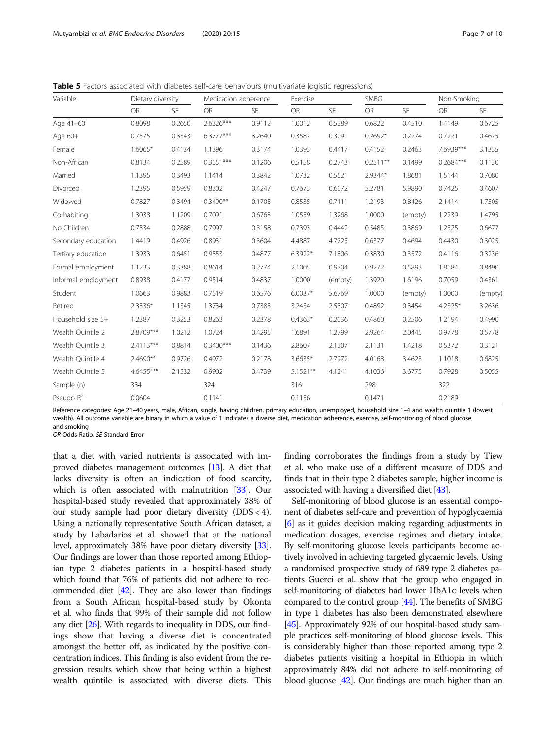**Table 5** Factors associated with diabetes self-care behaviours (multivariate logistic regressions)

| Variable | Dietary diversity | | Medication adherence | | Exercise | | SMBG | | Non-Smoking | |
|---|---|---|---|---|---|---|---|---|---|---|
| | OR | SE | OR | SE | OR | SE | OR | SE | OR | SE |
| Age 41–60 | 0.8098 | 0.2650 | 2.6326*** | 0.9112 | 1.0012 | 0.5289 | 0.6822 | 0.4510 | 1.4149 | 0.6725 |
| Age 60+ | 0.7575 | 0.3343 | 6.3777*** | 3.2640 | 0.3587 | 0.3091 | 0.2692* | 0.2274 | 0.7221 | 0.4675 |
| Female | 1.6065* | 0.4134 | 1.1396 | 0.3174 | 1.0393 | 0.4417 | 0.4152 | 0.2463 | 7.6939*** | 3.1335 |
| Non-African | 0.8134 | 0.2589 | 0.3551*** | 0.1206 | 0.5158 | 0.2743 | 0.2511** | 0.1499 | 0.2684*** | 0.1130 |
| Married | 1.1395 | 0.3493 | 1.1414 | 0.3842 | 1.0732 | 0.5521 | 2.9344* | 1.8681 | 1.5144 | 0.7080 |
| Divorced | 1.2395 | 0.5959 | 0.8302 | 0.4247 | 0.7673 | 0.6072 | 5.2781 | 5.9890 | 0.7425 | 0.4607 |
| Widowed | 0.7827 | 0.3494 | 0.3490** | 0.1705 | 0.8535 | 0.7111 | 1.2193 | 0.8426 | 2.1414 | 1.7505 |
| Co-habiting | 1.3038 | 1.1209 | 0.7091 | 0.6763 | 1.0559 | 1.3268 | 1.0000 | (empty) | 1.2239 | 1.4795 |
| No Children | 0.7534 | 0.2888 | 0.7997 | 0.3158 | 0.7393 | 0.4442 | 0.5485 | 0.3869 | 1.2525 | 0.6677 |
| Secondary education | 1.4419 | 0.4926 | 0.8931 | 0.3604 | 4.4887 | 4.7725 | 0.6377 | 0.4694 | 0.4430 | 0.3025 |
| Tertiary education | 1.3933 | 0.6451 | 0.9553 | 0.4877 | 6.3922* | 7.1806 | 0.3830 | 0.3572 | 0.4116 | 0.3236 |
| Formal employment | 1.1233 | 0.3388 | 0.8614 | 0.2774 | 2.1005 | 0.9704 | 0.9272 | 0.5893 | 1.8184 | 0.8490 |
| Informal employment | 0.8938 | 0.4177 | 0.9514 | 0.4837 | 1.0000 | (empty) | 1.3920 | 1.6196 | 0.7059 | 0.4361 |
| Student | 1.0663 | 0.9883 | 0.7519 | 0.6576 | 6.0037* | 5.6769 | 1.0000 | (empty) | 1.0000 | (empty) |
| Retired | 2.3336* | 1.1345 | 1.3734 | 0.7383 | 3.2434 | 2.5307 | 0.4892 | 0.3454 | 4.2325* | 3.2636 |
| Household size 5+ | 1.2387 | 0.3253 | 0.8263 | 0.2378 | 0.4363* | 0.2036 | 0.4860 | 0.2506 | 1.2194 | 0.4990 |
| Wealth Quintile 2 | 2.8709*** | 1.0212 | 1.0724 | 0.4295 | 1.6891 | 1.2799 | 2.9264 | 2.0445 | 0.9778 | 0.5778 |
| Wealth Quintile 3 | 2.4113*** | 0.8814 | 0.3400*** | 0.1436 | 2.8607 | 2.1307 | 2.1131 | 1.4218 | 0.5372 | 0.3121 |
| Wealth Quintile 4 | 2.4690** | 0.9726 | 0.4972 | 0.2178 | 3.6635* | 2.7972 | 4.0168 | 3.4623 | 1.1018 | 0.6825 |
| Wealth Quintile 5 | 4.6455*** | 2.1532 | 0.9902 | 0.4739 | 5.1521** | 4.1241 | 4.1036 | 3.6775 | 0.7928 | 0.5055 |
| Sample (n) | 334 | | 324 | | 316 | | 298 | | 322 | |
| Pseudo $R^2$ | 0.0604 | | 0.1141 | | 0.1156 | | 0.1471 | | 0.2189 | |

Reference categories: Age 21–40 years, male, African, single, having children, primary education, unemployed, household size 1–4 and wealth quintile 1 (lowest wealth). All outcome variable are binary in which a value of 1 indicates a diverse diet, medication adherence, exercise, self-monitoring of blood glucose and smoking
*OR* Odds Ratio, *SE* Standard Error

that a diet with varied nutrients is associated with improved diabetes management outcomes [13]. A diet that lacks diversity is often an indication of food scarcity, which is often associated with malnutrition [33]. Our hospital-based study revealed that approximately 38% of our study sample had poor dietary diversity (DDS < 4). Using a nationally representative South African dataset, a study by Labadarios et al. showed that at the national level, approximately 38% have poor dietary diversity [33]. Our findings are lower than those reported among Ethiopian type 2 diabetes patients in a hospital-based study which found that 76% of patients did not adhere to recommended diet [42]. They are also lower than findings from a South African hospital-based study by Okonta et al. who finds that 99% of their sample did not follow any diet [26]. With regards to inequality in DDS, our findings show that having a diverse diet is concentrated amongst the better off, as indicated by the positive concentration indices. This finding is also evident from the regression results which show that being within a highest wealth quintile is associated with diverse diets. This finding corroborates the findings from a study by Tiew et al. who make use of a different measure of DDS and finds that in their type 2 diabetes sample, higher income is associated with having a diversified diet [43].

Self-monitoring of blood glucose is an essential component of diabetes self-care and prevention of hypoglycaemia [6] as it guides decision making regarding adjustments in medication dosages, exercise regimes and dietary intake. By self-monitoring glucose levels participants become actively involved in achieving targeted glycaemic levels. Using a randomised prospective study of 689 type 2 diabetes patients Guerci et al. show that the group who engaged in self-monitoring of diabetes had lower HbA1c levels when compared to the control group [44]. The benefits of SMBG in type 1 diabetes has also been demonstrated elsewhere [45]. Approximately 92% of our hospital-based study sample practices self-monitoring of blood glucose levels. This is considerably higher than those reported among type 2 diabetes patients visiting a hospital in Ethiopia in which approximately 84% did not adhere to self-monitoring of blood glucose [42]. Our findings are much higher than an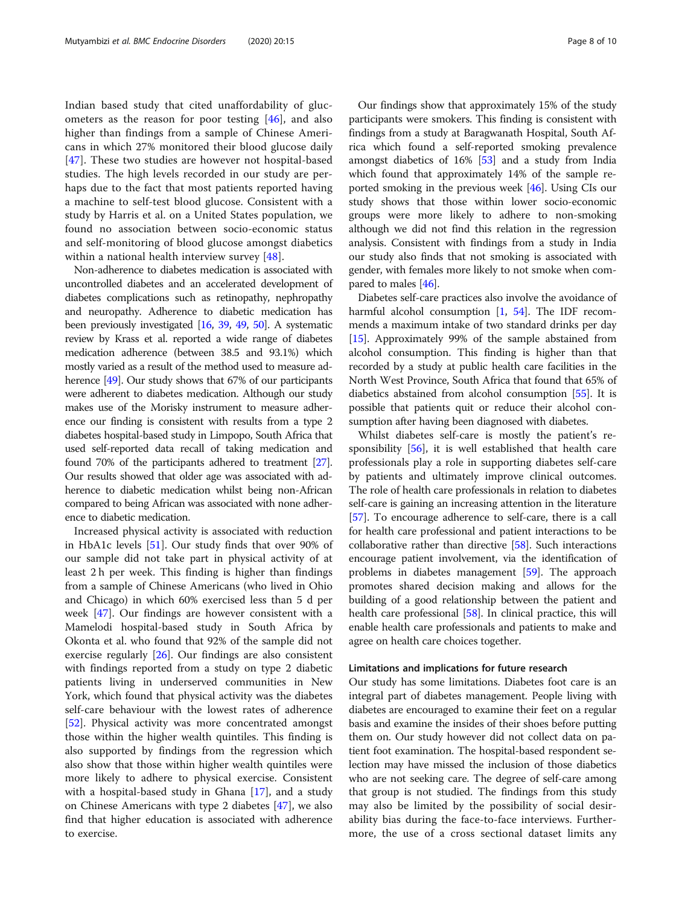Indian based study that cited unaffordability of glucometers as the reason for poor testing [46], and also higher than findings from a sample of Chinese Americans in which 27% monitored their blood glucose daily [47]. These two studies are however not hospital-based studies. The high levels recorded in our study are perhaps due to the fact that most patients reported having a machine to self-test blood glucose. Consistent with a study by Harris et al. on a United States population, we found no association between socio-economic status and self-monitoring of blood glucose amongst diabetics within a national health interview survey [48].

Non-adherence to diabetes medication is associated with uncontrolled diabetes and an accelerated development of diabetes complications such as retinopathy, nephropathy and neuropathy. Adherence to diabetic medication has been previously investigated [16, 39, 49, 50]. A systematic review by Krass et al. reported a wide range of diabetes medication adherence (between 38.5 and 93.1%) which mostly varied as a result of the method used to measure adherence [49]. Our study shows that 67% of our participants were adherent to diabetes medication. Although our study makes use of the Morisky instrument to measure adherence our finding is consistent with results from a type 2 diabetes hospital-based study in Limpopo, South Africa that used self-reported data recall of taking medication and found 70% of the participants adhered to treatment [27]. Our results showed that older age was associated with adherence to diabetic medication whilst being non-African compared to being African was associated with none adherence to diabetic medication.

Increased physical activity is associated with reduction in HbA1c levels [51]. Our study finds that over 90% of our sample did not take part in physical activity of at least 2 h per week. This finding is higher than findings from a sample of Chinese Americans (who lived in Ohio and Chicago) in which 60% exercised less than 5 d per week [47]. Our findings are however consistent with a Mamelodi hospital-based study in South Africa by Okonta et al. who found that 92% of the sample did not exercise regularly [26]. Our findings are also consistent with findings reported from a study on type 2 diabetic patients living in underserved communities in New York, which found that physical activity was the diabetes self-care behaviour with the lowest rates of adherence [52]. Physical activity was more concentrated amongst those within the higher wealth quintiles. This finding is also supported by findings from the regression which also show that those within higher wealth quintiles were more likely to adhere to physical exercise. Consistent with a hospital-based study in Ghana [17], and a study on Chinese Americans with type 2 diabetes [47], we also find that higher education is associated with adherence to exercise.

Our findings show that approximately 15% of the study participants were smokers. This finding is consistent with findings from a study at Baragwanath Hospital, South Africa which found a self-reported smoking prevalence amongst diabetics of 16% [53] and a study from India which found that approximately 14% of the sample reported smoking in the previous week [46]. Using CIs our study shows that those within lower socio-economic groups were more likely to adhere to non-smoking although we did not find this relation in the regression analysis. Consistent with findings from a study in India our study also finds that not smoking is associated with gender, with females more likely to not smoke when compared to males [46].

Diabetes self-care practices also involve the avoidance of harmful alcohol consumption [1, 54]. The IDF recommends a maximum intake of two standard drinks per day [15]. Approximately 99% of the sample abstained from alcohol consumption. This finding is higher than that recorded by a study at public health care facilities in the North West Province, South Africa that found that 65% of diabetics abstained from alcohol consumption [55]. It is possible that patients quit or reduce their alcohol consumption after having been diagnosed with diabetes.

Whilst diabetes self-care is mostly the patient's responsibility [56], it is well established that health care professionals play a role in supporting diabetes self-care by patients and ultimately improve clinical outcomes. The role of health care professionals in relation to diabetes self-care is gaining an increasing attention in the literature [57]. To encourage adherence to self-care, there is a call for health care professional and patient interactions to be collaborative rather than directive [58]. Such interactions encourage patient involvement, via the identification of problems in diabetes management [59]. The approach promotes shared decision making and allows for the building of a good relationship between the patient and health care professional [58]. In clinical practice, this will enable health care professionals and patients to make and agree on health care choices together.

### Limitations and implications for future research

Our study has some limitations. Diabetes foot care is an integral part of diabetes management. People living with diabetes are encouraged to examine their feet on a regular basis and examine the insides of their shoes before putting them on. Our study however did not collect data on patient foot examination. The hospital-based respondent selection may have missed the inclusion of those diabetics who are not seeking care. The degree of self-care among that group is not studied. The findings from this study may also be limited by the possibility of social desirability bias during the face-to-face interviews. Furthermore, the use of a cross sectional dataset limits any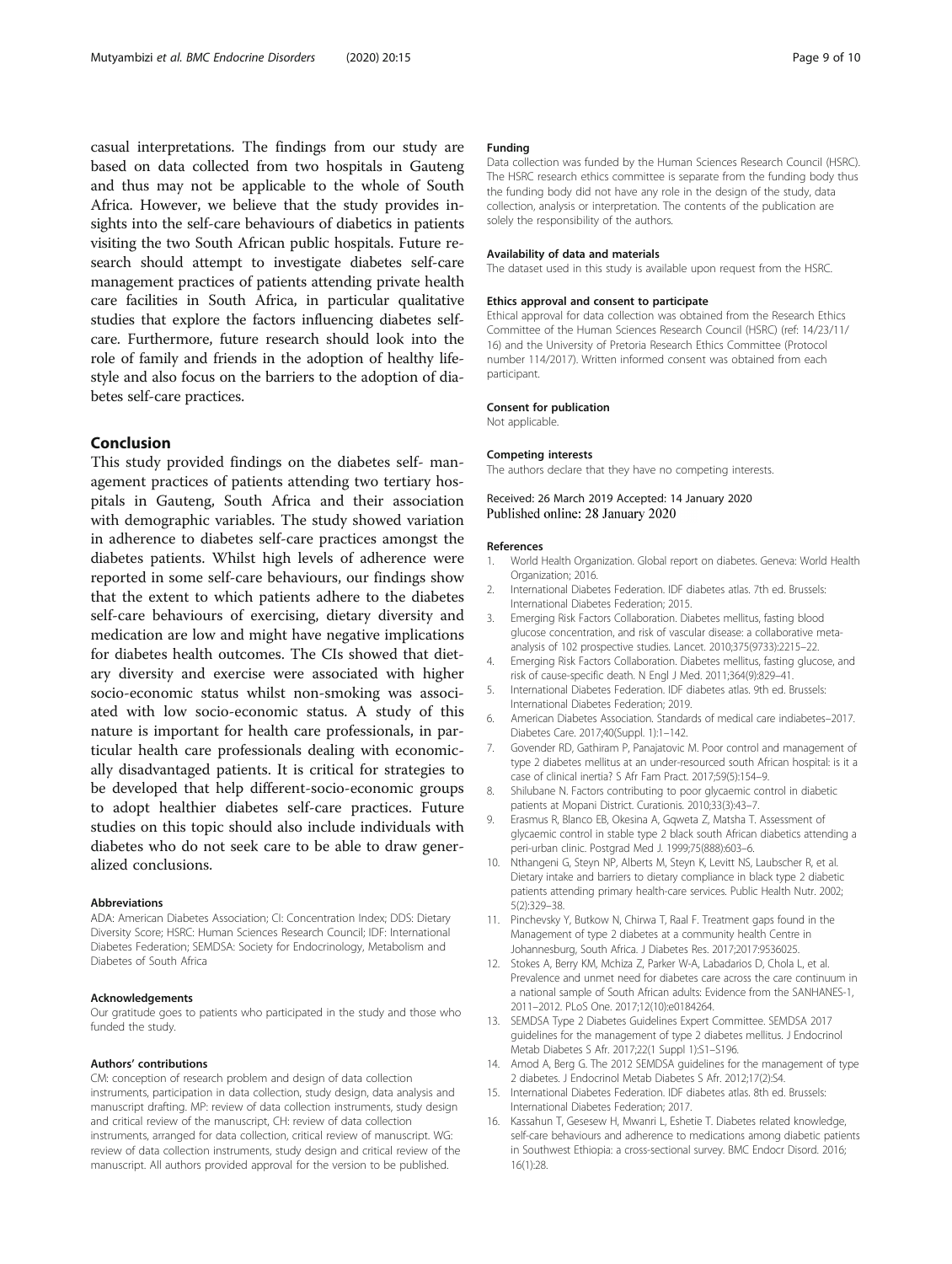casual interpretations. The findings from our study are based on data collected from two hospitals in Gauteng and thus may not be applicable to the whole of South Africa. However, we believe that the study provides insights into the self-care behaviours of diabetics in patients visiting the two South African public hospitals. Future research should attempt to investigate diabetes self-care management practices of patients attending private health care facilities in South Africa, in particular qualitative studies that explore the factors influencing diabetes self-care. Furthermore, future research should look into the role of family and friends in the adoption of healthy lifestyle and also focus on the barriers to the adoption of diabetes self-care practices.

## Conclusion

This study provided findings on the diabetes self- management practices of patients attending two tertiary hospitals in Gauteng, South Africa and their association with demographic variables. The study showed variation in adherence to diabetes self-care practices amongst the diabetes patients. Whilst high levels of adherence were reported in some self-care behaviours, our findings show that the extent to which patients adhere to the diabetes self-care behaviours of exercising, dietary diversity and medication are low and might have negative implications for diabetes health outcomes. The CIs showed that dietary diversity and exercise were associated with higher socio-economic status whilst non-smoking was associated with low socio-economic status. A study of this nature is important for health care professionals, in particular health care professionals dealing with economically disadvantaged patients. It is critical for strategies to be developed that help different-socio-economic groups to adopt healthier diabetes self-care practices. Future studies on this topic should also include individuals with diabetes who do not seek care to be able to draw generalized conclusions.

#### Abbreviations

ADA: American Diabetes Association; CI: Concentration Index; DDS: Dietary Diversity Score; HSRC: Human Sciences Research Council; IDF: International Diabetes Federation; SEMDSA: Society for Endocrinology, Metabolism and Diabetes of South Africa

#### Acknowledgements

Our gratitude goes to patients who participated in the study and those who funded the study.

#### Authors' contributions

CM: conception of research problem and design of data collection instruments, participation in data collection, study design, data analysis and manuscript drafting. MP: review of data collection instruments, study design and critical review of the manuscript, CH: review of data collection instruments, arranged for data collection, critical review of manuscript. WG: review of data collection instruments, study design and critical review of the manuscript. All authors provided approval for the version to be published.

#### Funding

Data collection was funded by the Human Sciences Research Council (HSRC). The HSRC research ethics committee is separate from the funding body thus the funding body did not have any role in the design of the study, data collection, analysis or interpretation. The contents of the publication are solely the responsibility of the authors.

#### Availability of data and materials

The dataset used in this study is available upon request from the HSRC.

#### Ethics approval and consent to participate

Ethical approval for data collection was obtained from the Research Ethics Committee of the Human Sciences Research Council (HSRC) (ref: 14/23/11/16) and the University of Pretoria Research Ethics Committee (Protocol number 114/2017). Written informed consent was obtained from each participant.

#### Consent for publication

Not applicable.

#### Competing interests

The authors declare that they have no competing interests.

Received: 26 March 2019 Accepted: 14 January 2020
Published online: 28 January 2020

#### References

1. World Health Organization. Global report on diabetes. Geneva: World Health Organization; 2016.
2. International Diabetes Federation. IDF diabetes atlas. 7th ed. Brussels: International Diabetes Federation; 2015.
3. Emerging Risk Factors Collaboration. Diabetes mellitus, fasting blood glucose concentration, and risk of vascular disease: a collaborative meta-analysis of 102 prospective studies. Lancet. 2010;375(9733):2215–22.
4. Emerging Risk Factors Collaboration. Diabetes mellitus, fasting glucose, and risk of cause-specific death. N Engl J Med. 2011;364(9):829–41.
5. International Diabetes Federation. IDF diabetes atlas. 9th ed. Brussels: International Diabetes Federation; 2019.
6. American Diabetes Association. Standards of medical care indiabetes–2017. Diabetes Care. 2017;40(Suppl. 1):1–142.
7. Govender RD, Gathiram P, Panajatovic M. Poor control and management of type 2 diabetes mellitus at an under-resourced south African hospital: is it a case of clinical inertia? S Afr Fam Pract. 2017;59(5):154–9.
8. Shilubane N. Factors contributing to poor glycaemic control in diabetic patients at Mopani District. Curationis. 2010;33(3):43–7.
9. Erasmus R, Blanco EB, Okesina A, Gqweta Z, Matsha T. Assessment of glycaemic control in stable type 2 black south African diabetics attending a peri-urban clinic. Postgrad Med J. 1999;75(888):603–6.
10. Nthangeni G, Steyn NP, Alberts M, Steyn K, Levitt NS, Laubscher R, et al. Dietary intake and barriers to dietary compliance in black type 2 diabetic patients attending primary health-care services. Public Health Nutr. 2002; 5(2):329–38.
11. Pinchevsky Y, Butkow N, Chirwa T, Raal F. Treatment gaps found in the Management of type 2 diabetes at a community health Centre in Johannesburg, South Africa. J Diabetes Res. 2017;2017:9536025.
12. Stokes A, Berry KM, Mchiza Z, Parker W-A, Labadarios D, Chola L, et al. Prevalence and unmet need for diabetes care across the care continuum in a national sample of South African adults: Evidence from the SANHANES-1, 2011–2012. PLoS One. 2017;12(10):e0184264.
13. SEMDSA Type 2 Diabetes Guidelines Expert Committee. SEMDSA 2017 guidelines for the management of type 2 diabetes mellitus. J Endocrinol Metab Diabetes S Afr. 2017;22(1 Suppl 1):S1–S196.
14. Amod A, Berg G. The 2012 SEMDSA guidelines for the management of type 2 diabetes. J Endocrinol Metab Diabetes S Afr. 2012;17(2):S4.
15. International Diabetes Federation. IDF diabetes atlas. 8th ed. Brussels: International Diabetes Federation; 2017.
16. Kassahun T, Gesesew H, Mwanri L, Eshetie T. Diabetes related knowledge, self-care behaviours and adherence to medications among diabetic patients in Southwest Ethiopia: a cross-sectional survey. BMC Endocr Disord. 2016; 16(1):28.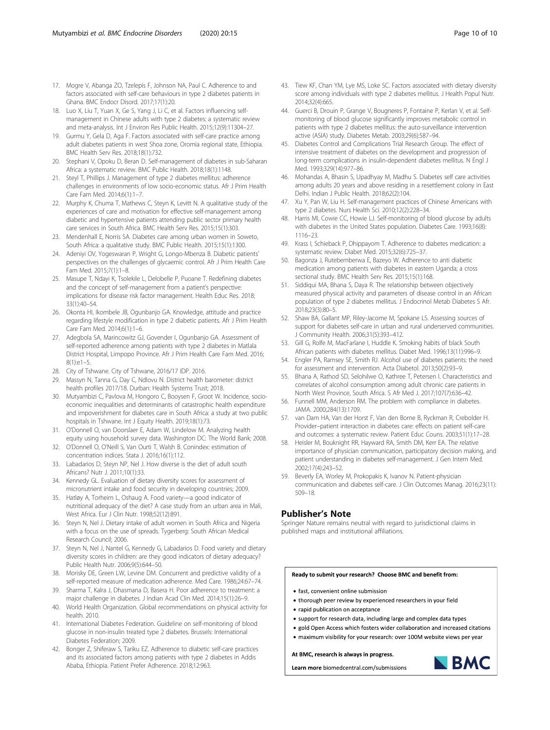17. Mogre V, Abanga ZO, Tzelepis F, Johnson NA, Paul C. Adherence to and factors associated with self-care behaviours in type 2 diabetes patients in Ghana. BMC Endocr Disord. 2017;17(1):20.
18. Luo X, Liu T, Yuan X, Ge S, Yang J, Li C, et al. Factors influencing self-management in Chinese adults with type 2 diabetes: a systematic review and meta-analysis. Int J Environ Res Public Health. 2015;12(9):11304–27.
19. Gurmu Y, Gela D, Aga F. Factors associated with self-care practice among adult diabetes patients in west Shoa zone, Oromia regional state, Ethiopia. BMC Health Serv Res. 2018;18(1):732.
20. Stephani V, Opoku D, Beran D. Self-management of diabetes in sub-Saharan Africa: a systematic review. BMC Public Health. 2018;18(1):1148.
21. Steyl T, Phillips J. Management of type 2 diabetes mellitus: adherence challenges in environments of low socio-economic status. Afr J Prim Health Care Fam Med. 2014;6(1):1–7.
22. Murphy K, Chuma T, Mathews C, Steyn K, Levitt N. A qualitative study of the experiences of care and motivation for effective self-management among diabetic and hypertensive patients attending public sector primary health care services in South Africa. BMC Health Serv Res. 2015;15(1):303.
23. Mendenhall E, Norris SA. Diabetes care among urban women in Soweto, South Africa: a qualitative study. BMC Public Health. 2015;15(1):1300.
24. Adeniyi OV, Yogeswaran P, Wright G, Longo-Mbenza B. Diabetic patients' perspectives on the challenges of glycaemic control. Afr J Prim Health Care Fam Med. 2015;7(1):1–8.
25. Masupe T, Ndayi K, Tsolekile L, Delobelle P, Puoane T. Redefining diabetes and the concept of self-management from a patient's perspective: implications for disease risk factor management. Health Educ Res. 2018; 33(1):40–54.
26. Okonta HI, Ikombele JB, Ogunbanjo GA. Knowledge, attitude and practice regarding lifestyle modification in type 2 diabetic patients. Afr J Prim Health Care Fam Med. 2014;6(1):1–6.
27. Adegbola SA, Marincowitz GJ, Govender I, Ogunbanjo GA. Assessment of self-reported adherence among patients with type 2 diabetes in Matlala District Hospital, Limpopo Province. Afr J Prim Health Care Fam Med. 2016; 8(1):e1–5.
28. City of Tshwane. City of Tshwane, 2016/17 IDP. 2016.
29. Massyn N, Tanna G, Day C, Ndlovu N. District health barometer: district health profiles 2017/18. Durban: Health Systems Trust; 2018.
30. Mutyambizi C, Pavlova M, Hongoro C, Booysen F, Groot W. Incidence, socio-economic inequalities and determinants of catastrophic health expenditure and impoverishment for diabetes care in South Africa: a study at two public hospitals in Tshwane. Int J Equity Health. 2019;18(1):73.
31. O'Donnell O, van Doorslaer E, Adam W, Lindelow M. Analyzing health equity using household survey data. Washington DC: The World Bank; 2008.
32. O'Donnell O, O'Neill S, Van Ourti T, Walsh B. Conindex: estimation of concentration indices. Stata J. 2016;16(1):112.
33. Labadarios D, Steyn NP, Nel J. How diverse is the diet of adult south Africans? Nutr J. 2011;10(1):33.
34. Kennedy GL. Evaluation of dietary diversity scores for assessment of micronutrient intake and food security in developing countries; 2009.
35. Hatløy A, Torheim L, Oshaug A. Food variety—a good indicator of nutritional adequacy of the diet? A case study from an urban area in Mali, West Africa. Eur J Clin Nutr. 1998;52(12):891.
36. Steyn N, Nel J. Dietary intake of adult women in South Africa and Nigeria with a focus on the use of spreads. Tygerberg: South African Medical Research Council; 2006.
37. Steyn N, Nel J, Nantel G, Kennedy G, Labadarios D. Food variety and dietary diversity scores in children: are they good indicators of dietary adequacy? Public Health Nutr. 2006;9(5):644–50.
38. Morisky DE, Green LW, Levine DM. Concurrent and predictive validity of a self-reported measure of medication adherence. Med Care. 1986;24:67–74.
39. Sharma T, Kalra J, Dhasmana D, Basera H. Poor adherence to treatment: a major challenge in diabetes. J Indian Acad Clin Med. 2014;15(1):26–9.
40. World Health Organization. Global recommendations on physical activity for health. 2010.
41. International Diabetes Federation. Guideline on self-monitoring of blood glucose in non-insulin treated type 2 diabetes. Brussels: International Diabetes Federation; 2009.
42. Bonger Z, Shiferaw S, Tariku EZ. Adherence to diabetic self-care practices and its associated factors among patients with type 2 diabetes in Addis Ababa, Ethiopia. Patient Prefer Adherence. 2018;12:963.
43. Tiew KF, Chan YM, Lye MS, Loke SC. Factors associated with dietary diversity score among individuals with type 2 diabetes mellitus. J Health Popul Nutr. 2014;32(4):665.
44. Guerci B, Drouin P, Grange V, Bougneres P, Fontaine P, Kerlan V, et al. Self-monitoring of blood glucose significantly improves metabolic control in patients with type 2 diabetes mellitus: the auto-surveillance intervention active (ASIA) study. Diabetes Metab. 2003;29(6):587–94.
45. Diabetes Control and Complications Trial Research Group. The effect of intensive treatment of diabetes on the development and progression of long-term complications in insulin-dependent diabetes mellitus. N Engl J Med. 1993;329(14):977–86.
46. Mohandas A, Bhasin S, Upadhyay M, Madhu S. Diabetes self care activities among adults 20 years and above residing in a resettlement colony in East Delhi. Indian J Public Health. 2018;62(2):104.
47. Xu Y, Pan W, Liu H. Self-management practices of Chinese Americans with type 2 diabetes. Nurs Health Sci. 2010;12(2):228–34.
48. Harris MI, Cowie CC, Howie LJ. Self-monitoring of blood glucose by adults with diabetes in the United States population. Diabetes Care. 1993;16(8): 1116–23.
49. Krass I, Schieback P, Dhippayom T. Adherence to diabetes medication: a systematic review. Diabet Med. 2015;32(6):725–37.
50. Bagonza J, Rutebemberwa E, Bazeyo W. Adherence to anti diabetic medication among patients with diabetes in eastern Uganda; a cross sectional study. BMC Health Serv Res. 2015;15(1):168.
51. Siddiqui MA, Bhana S, Daya R. The relationship between objectively measured physical activity and parameters of disease control in an African population of type 2 diabetes mellitus. J Endocrinol Metab Diabetes S Afr. 2018;23(3):80–5.
52. Shaw BA, Gallant MP, Riley-Jacome M, Spokane LS. Assessing sources of support for diabetes self-care in urban and rural underserved communities. J Community Health. 2006;31(5):393–412.
53. Gill G, Rolfe M, MacFarlane I, Huddle K. Smoking habits of black South African patients with diabetes mellitus. Diabet Med. 1996;13(11):996–9.
54. Engler PA, Ramsey SE, Smith RJ. Alcohol use of diabetes patients: the need for assessment and intervention. Acta Diabetol. 2013;50(2):93–9.
55. Bhana A, Rathod SD, Selohilwe O, Kathree T, Petersen I. Characteristics and correlates of alcohol consumption among adult chronic care patients in North West Province, South Africa. S Afr Med J. 2017;107(7):636–42.
56. Funnell MM, Anderson RM. The problem with compliance in diabetes. JAMA. 2000;284(13):1709.
57. van Dam HA, Van der Horst F, Van den Borne B, Ryckman R, Crebolder H. Provider–patient interaction in diabetes care: effects on patient self-care and outcomes: a systematic review. Patient Educ Couns. 2003;51(1):17–28.
58. Heisler M, Bouknight RR, Hayward RA, Smith DM, Kerr EA. The relative importance of physician communication, participatory decision making, and patient understanding in diabetes self-management. J Gen Intern Med. 2002;17(4):243–52.
59. Beverly EA, Worley M, Prokopakis K, Ivanov N. Patient-physician communication and diabetes self-care. J Clin Outcomes Manag. 2016;23(11): 509–18.

## Publisher's Note

Springer Nature remains neutral with regard to jurisdictional claims in published maps and institutional affiliations.

**Ready to submit your research? Choose BMC and benefit from:**

- fast, convenient online submission
- thorough peer review by experienced researchers in your field
- rapid publication on acceptance
- support for research data, including large and complex data types
- gold Open Access which fosters wider collaboration and increased citations
- maximum visibility for your research: over 100M website views per year

**At BMC, research is always in progress.**

**Learn more** biomedcentral.com/submissions

BMC